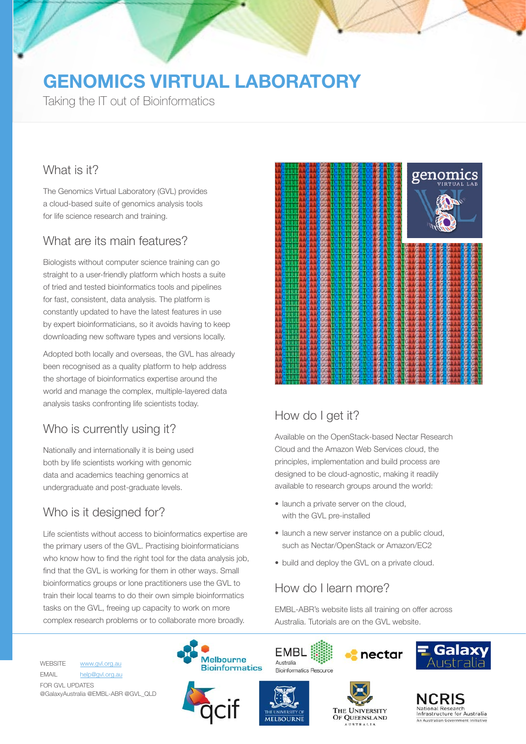# GENOMICS VIRTUAL LABORATORY

Taking the IT out of Bioinformatics

## What is it?

The Genomics Virtual Laboratory (GVL) provides a cloud-based suite of genomics analysis tools for life science research and training.

## What are its main features?

Biologists without computer science training can go straight to a user-friendly platform which hosts a suite of tried and tested bioinformatics tools and pipelines for fast, consistent, data analysis. The platform is constantly updated to have the latest features in use by expert bioinformaticians, so it avoids having to keep downloading new software types and versions locally.

Adopted both locally and overseas, the GVL has already been recognised as a quality platform to help address the shortage of bioinformatics expertise around the world and manage the complex, multiple-layered data analysis tasks confronting life scientists today.

## Who is currently using it?

Nationally and internationally it is being used both by life scientists working with genomic data and academics teaching genomics at undergraduate and post-graduate levels.

## Who is it designed for?

Life scientists without access to bioinformatics expertise are the primary users of the GVL. Practising bioinformaticians who know how to find the right tool for the data analysis job, find that the GVL is working for them in other ways. Small bioinformatics groups or lone practitioners use the GVL to train their local teams to do their own simple bioinformatics tasks on the GVL, freeing up capacity to work on more complex research problems or to collaborate more broadly.

## How do I get it?

Available on the OpenStack-based Nectar Research Cloud and the Amazon Web Services cloud, the principles, implementation and build process are designed to be cloud-agnostic, making it readily available to research groups around the world:

- launch a private server on the cloud, with the GVL pre-installed
- launch a new server instance on a public cloud, such as Nectar/OpenStack or Amazon/EC2
- build and deploy the GVL on a private cloud.

## How do I learn more?

EMBL-ABR's website lists all training on offer across Australia. Tutorials are on the GVL website.

WEBSITE www.gvl.org.au
EMAIL help@gvl.org.au
FOR GVL UPDATES
@GalaxyAustralia @EMBL-ABR @GVL_QLD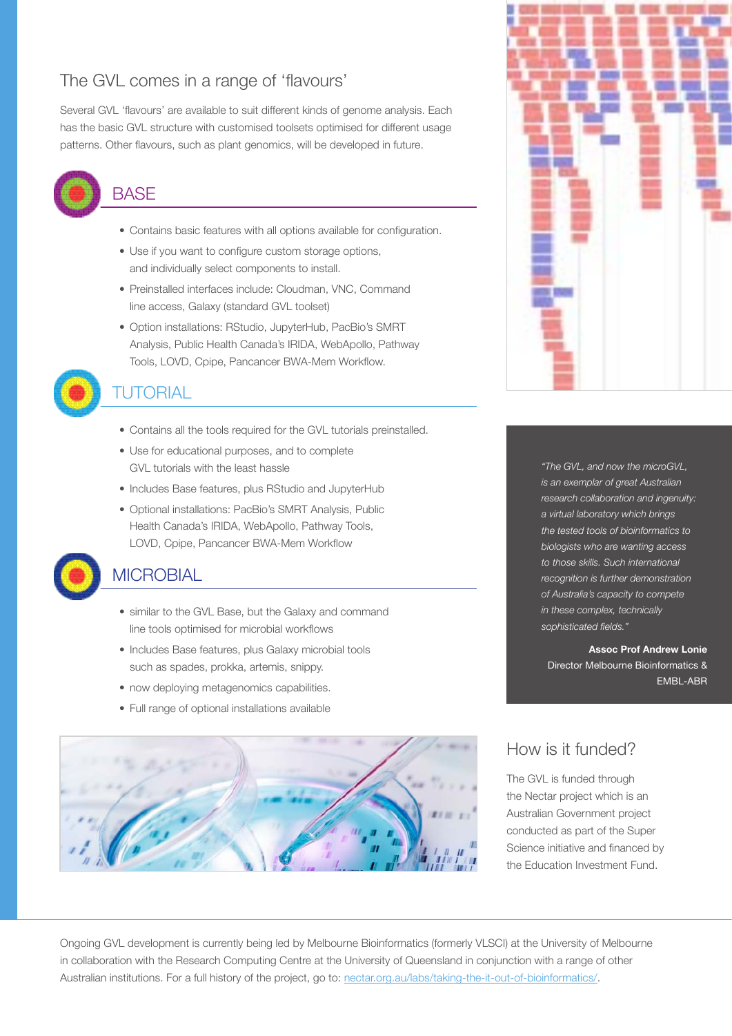## The GVL comes in a range of 'flavours'

Several GVL 'flavours' are available to suit different kinds of genome analysis. Each has the basic GVL structure with customised toolsets optimised for different usage patterns. Other flavours, such as plant genomics, will be developed in future.

### BASE

- Contains basic features with all options available for configuration.
- Use if you want to configure custom storage options, and individually select components to install.
- Preinstalled interfaces include: Cloudman, VNC, Command line access, Galaxy (standard GVL toolset)
- Option installations: RStudio, JupyterHub, PacBio's SMRT Analysis, Public Health Canada's IRIDA, WebApollo, Pathway Tools, LOVD, Cpipe, Pancancer BWA-Mem Workflow.

### TUTORIAL

- Contains all the tools required for the GVL tutorials preinstalled.
- Use for educational purposes, and to complete GVL tutorials with the least hassle
- Includes Base features, plus RStudio and JupyterHub
- Optional installations: PacBio's SMRT Analysis, Public Health Canada's IRIDA, WebApollo, Pathway Tools, LOVD, Cpipe, Pancancer BWA-Mem Workflow

### MICROBIAL

- similar to the GVL Base, but the Galaxy and command line tools optimised for microbial workflows
- Includes Base features, plus Galaxy microbial tools such as spades, prokka, artemis, snippy.
- now deploying metagenomics capabilities.
- Full range of optional installations available

*"The GVL, and now the microGVL, is an exemplar of great Australian research collaboration and ingenuity: a virtual laboratory which brings the tested tools of bioinformatics to biologists who are wanting access to those skills. Such international recognition is further demonstration of Australia's capacity to compete in these complex, technically sophisticated fields."*

**Assoc Prof Andrew Lonie**
Director Melbourne Bioinformatics & EMBL-ABR

## How is it funded?

The GVL is funded through the Nectar project which is an Australian Government project conducted as part of the Super Science initiative and financed by the Education Investment Fund.

Ongoing GVL development is currently being led by Melbourne Bioinformatics (formerly VLSCI) at the University of Melbourne in collaboration with the Research Computing Centre at the University of Queensland in conjunction with a range of other Australian institutions. For a full history of the project, go to: nectar.org.au/labs/taking-the-it-out-of-bioinformatics/.